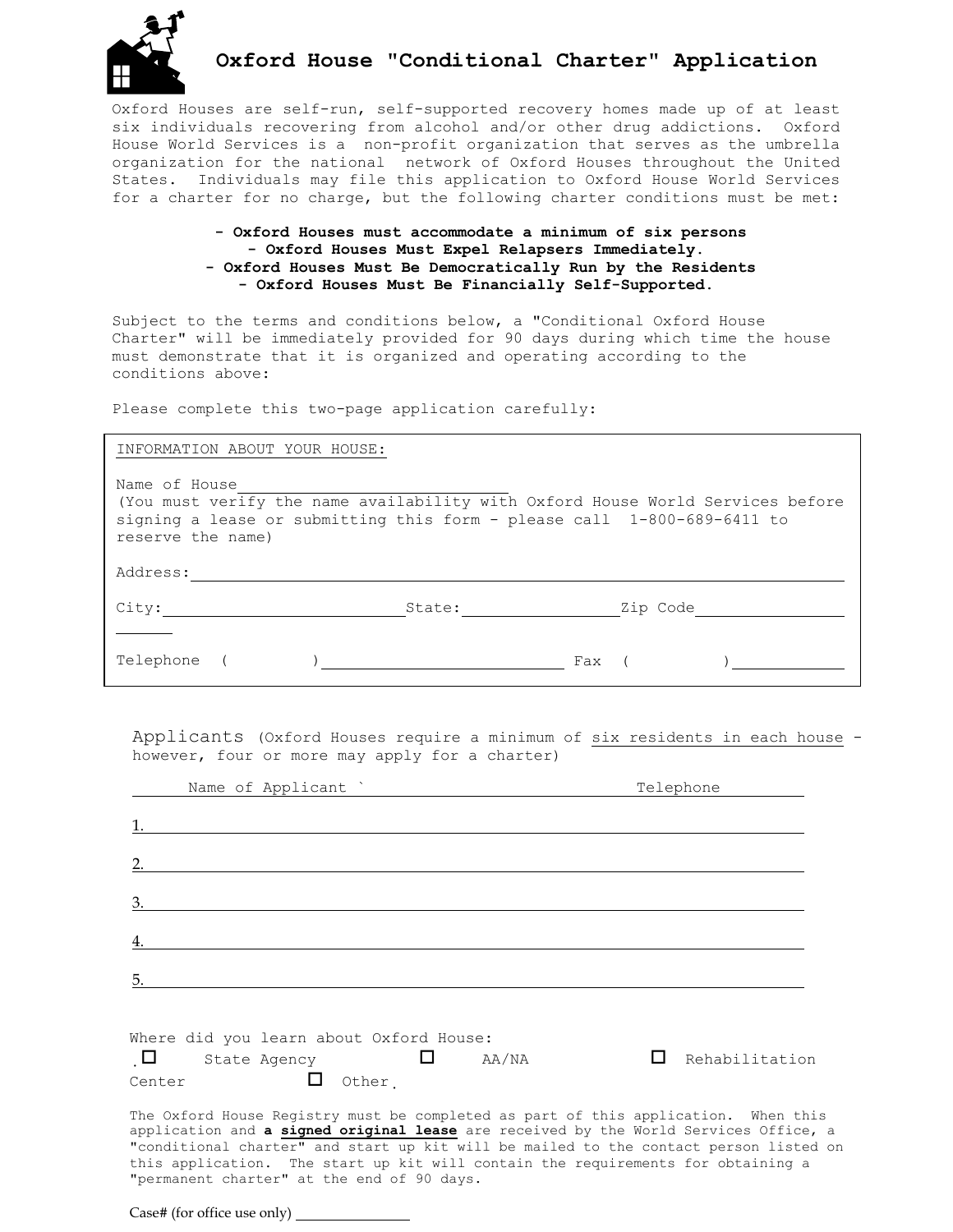# Oxford House "Conditional Charter" Application

Oxford Houses are self-run, self-supported recovery homes made up of at least six individuals recovering from alcohol and/or other drug addictions. Oxford House World Services is a non-profit organization that serves as the umbrella organization for the national network of Oxford Houses throughout the United States. Individuals may file this application to Oxford House World Services for a charter for no charge, but the following charter conditions must be met:

**- Oxford Houses must accommodate a minimum of six persons**
**- Oxford Houses Must Expel Relapsers Immediately.**
**- Oxford Houses Must Be Democratically Run by the Residents**
**- Oxford Houses Must Be Financially Self-Supported.**

Subject to the terms and conditions below, a "Conditional Oxford House Charter" will be immediately provided for 90 days during which time the house must demonstrate that it is organized and operating according to the conditions above:

Please complete this two-page application carefully:

INFORMATION ABOUT YOUR HOUSE:

Name of House ______________________________
(You must verify the name availability with Oxford House World Services before signing a lease or submitting this form - please call 1-800-689-6411 to reserve the name)

Address: ______________________________________________________________

City: ____________________ State: ______________ Zip Code ______________

Telephone ( ) ____________________ Fax ( ) ______________

Applicants (Oxford Houses require a minimum of six residents in each house - however, four or more may apply for a charter)

| Name of Applicant | Telephone |
|---|---|
| 1. | |
| 2. | |
| 3. | |
| 4. | |
| 5. | |

Where did you learn about Oxford House:
☐ State Agency ☐ AA/NA ☐ Rehabilitation Center ☐ Other

The Oxford House Registry must be completed as part of this application. When this application and **a signed original lease** are received by the World Services Office, a "conditional charter" and start up kit will be mailed to the contact person listed on this application. The start up kit will contain the requirements for obtaining a "permanent charter" at the end of 90 days.

Case# (for office use only) ______________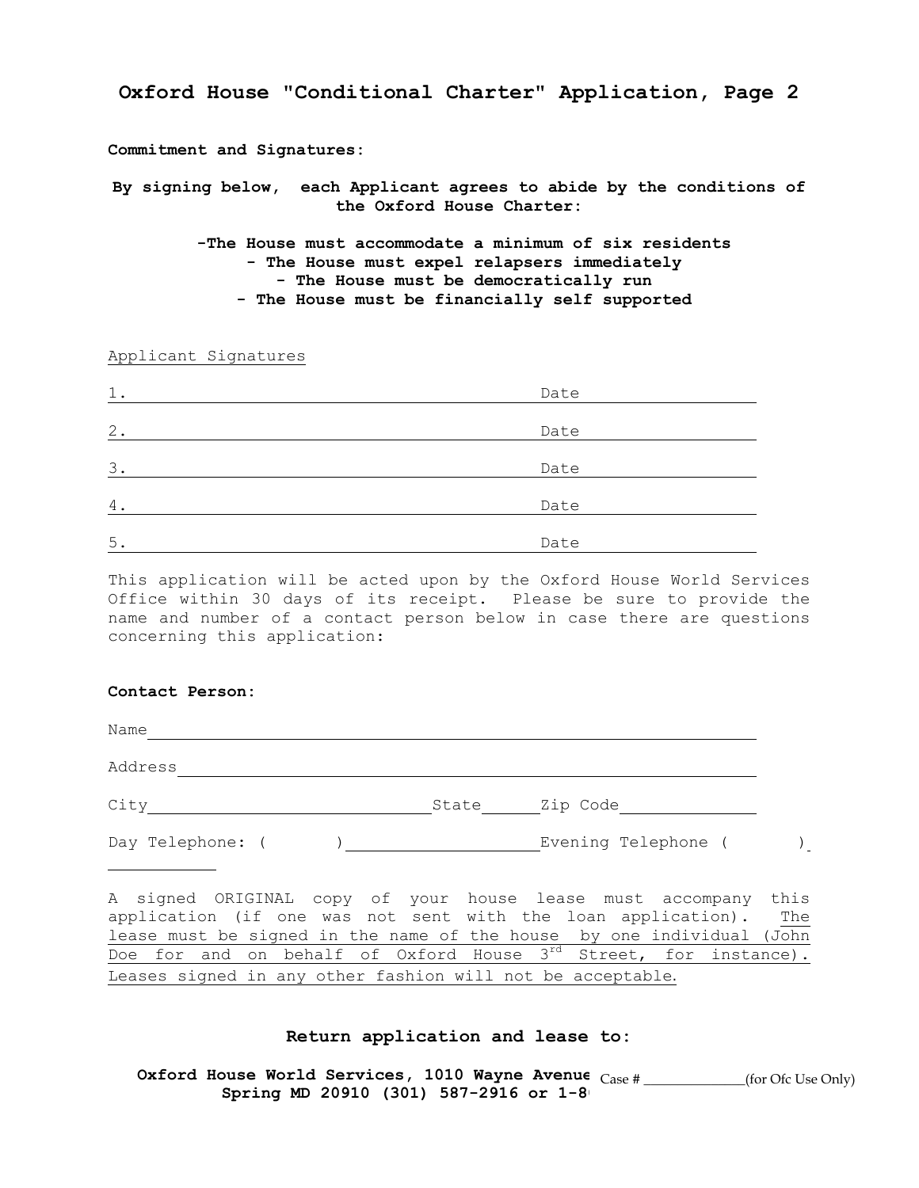# Oxford House "Conditional Charter" Application, Page 2

**Commitment and Signatures:**

**By signing below, each Applicant agrees to abide by the conditions of the Oxford House Charter:**

**-The House must accommodate a minimum of six residents**
**- The House must expel relapsers immediately**
**- The House must be democratically run**
**- The House must be financially self supported**

Applicant Signatures

1. ______________________________ Date ____________

2. ______________________________ Date ____________

3. ______________________________ Date ____________

4. ______________________________ Date ____________

5. ______________________________ Date ____________

This application will be acted upon by the Oxford House World Services Office within 30 days of its receipt. Please be sure to provide the name and number of a contact person below in case there are questions concerning this application:

**Contact Person:**

Name ____________________________________________

Address __________________________________________

City ______________________ State ______ Zip Code ____________

Day Telephone: ( ) ________________ Evening Telephone ( ) ____________

A signed ORIGINAL copy of your house lease must accompany this application (if one was not sent with the loan application). The lease must be signed in the name of the house by one individual (John Doe for and on behalf of Oxford House 3rd Street, for instance). Leases signed in any other fashion will not be acceptable.

**Return application and lease to:**

**Oxford House World Services, 1010 Wayne Avenue**
**Spring MD 20910 (301) 587-2916 or 1-8**

Case # ____________(for Ofc Use Only)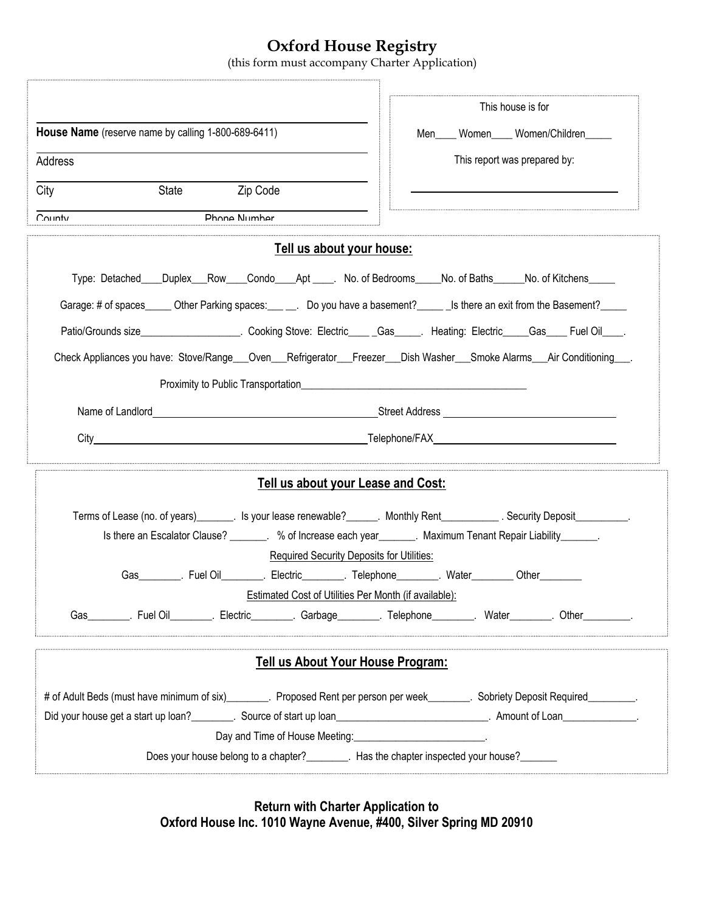# Oxford House Registry

(this form must accompany Charter Application)

**House Name** (reserve name by calling 1-800-689-6411)

Address

City State Zip Code

County Phone Number

This house is for

Men____ Women____ Women/Children_____

This report was prepared by:

## Tell us about your house:

Type: Detached____Duplex___Row____Condo____Apt ____. No. of Bedrooms_____No. of Baths______No. of Kitchens_____

Garage: # of spaces_____ Other Parking spaces:___ __. Do you have a basement?_____ _Is there an exit from the Basement?_____

Patio/Grounds size___________________. Cooking Stove: Electric____ _Gas_____. Heating: Electric_____Gas____ Fuel Oil____.

Check Appliances you have: Stove/Range___Oven___Refrigerator___Freezer___Dish Washer___Smoke Alarms___Air Conditioning___.

Proximity to Public Transportation____________________________________________

Name of Landlord Street Address

City Telephone/FAX

## Tell us about your Lease and Cost:

Terms of Lease (no. of years)_______. Is your lease renewable?______. Monthly Rent___________ . Security Deposit__________.

Is there an Escalator Clause? _______. % of Increase each year_______. Maximum Tenant Repair Liability_______.

Required Security Deposits for Utilities:

Gas________. Fuel Oil________. Electric________. Telephone________. Water________ Other________

Estimated Cost of Utilities Per Month (if available):

Gas________. Fuel Oil________. Electric________. Garbage________. Telephone________. Water________. Other_________.

## Tell us About Your House Program:

# of Adult Beds (must have minimum of six)________. Proposed Rent per person per week________. Sobriety Deposit Required_________.

Did your house get a start up loan?________. Source of start up loan_____________________________. Amount of Loan______________.

Day and Time of House Meeting:_________________________.

Does your house belong to a chapter?________. Has the chapter inspected your house?_______

**Return with Charter Application to**
**Oxford House Inc. 1010 Wayne Avenue, #400, Silver Spring MD 20910**